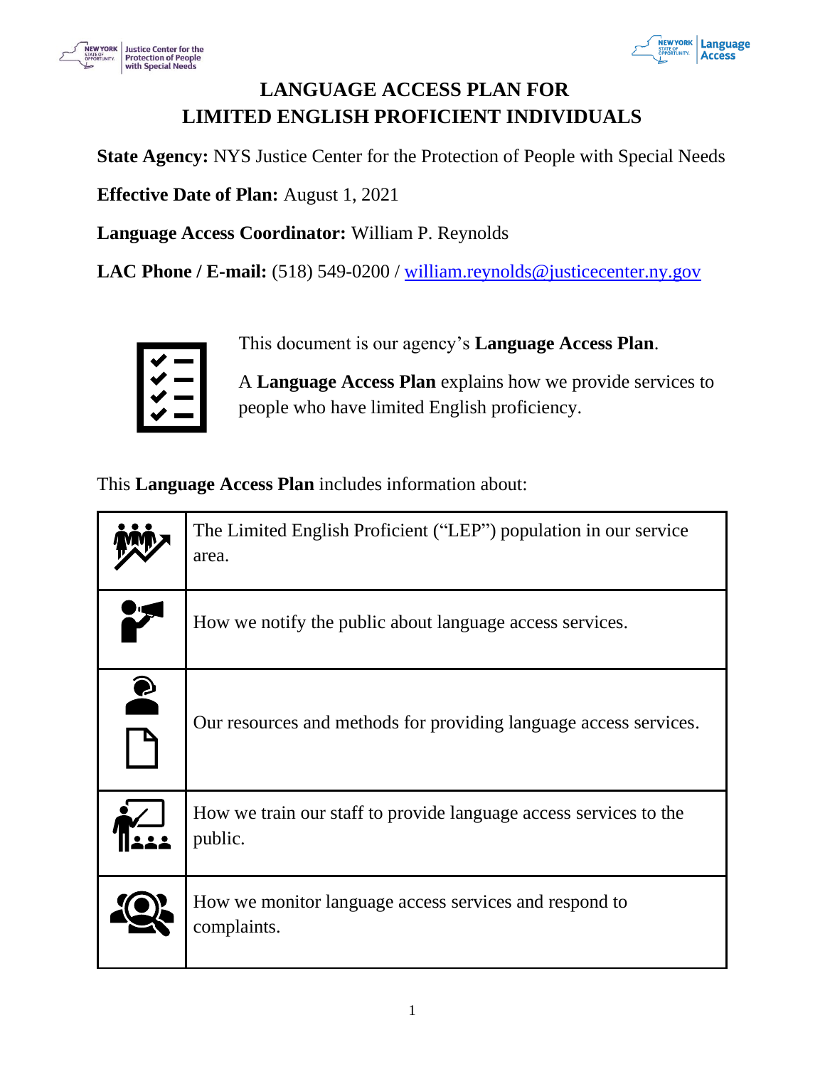# LANGUAGE ACCESS PLAN FOR LIMITED ENGLISH PROFICIENT INDIVIDUALS

**State Agency:** NYS Justice Center for the Protection of People with Special Needs

**Effective Date of Plan:** August 1, 2021

**Language Access Coordinator:** William P. Reynolds

**LAC Phone / E-mail:** (518) 549-0200 / william.reynolds@justicecenter.ny.gov

This document is our agency's **Language Access Plan**.

A **Language Access Plan** explains how we provide services to people who have limited English proficiency.

This **Language Access Plan** includes information about:

| | |
|---|---|
| | The Limited English Proficient ("LEP") population in our service area. |
| | How we notify the public about language access services. |
| | Our resources and methods for providing language access services. |
| | How we train our staff to provide language access services to the public. |
| | How we monitor language access services and respond to complaints. |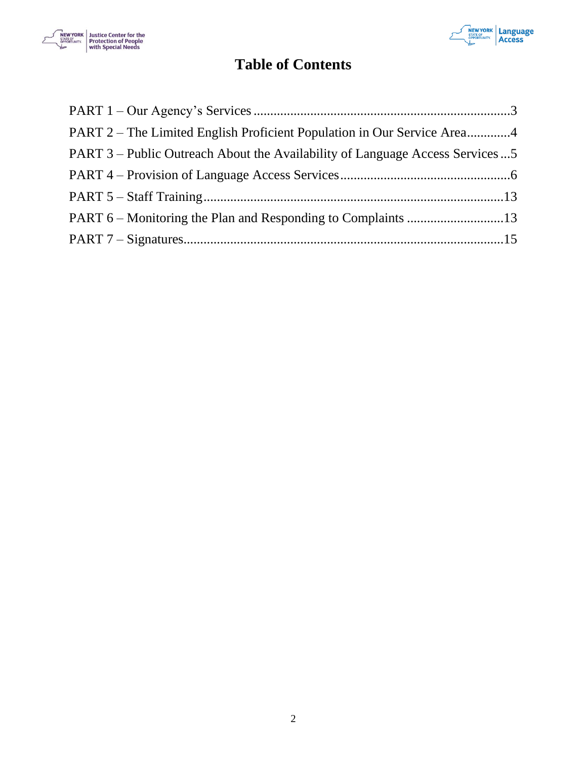# Table of Contents

PART 1 – Our Agency's Services ............................................................................3

PART 2 – The Limited English Proficient Population in Our Service Area............4

PART 3 – Public Outreach About the Availability of Language Access Services ...5

PART 4 – Provision of Language Access Services..................................................6

PART 5 – Staff Training.........................................................................................13

PART 6 – Monitoring the Plan and Responding to Complaints .............................13

PART 7 – Signatures...............................................................................................15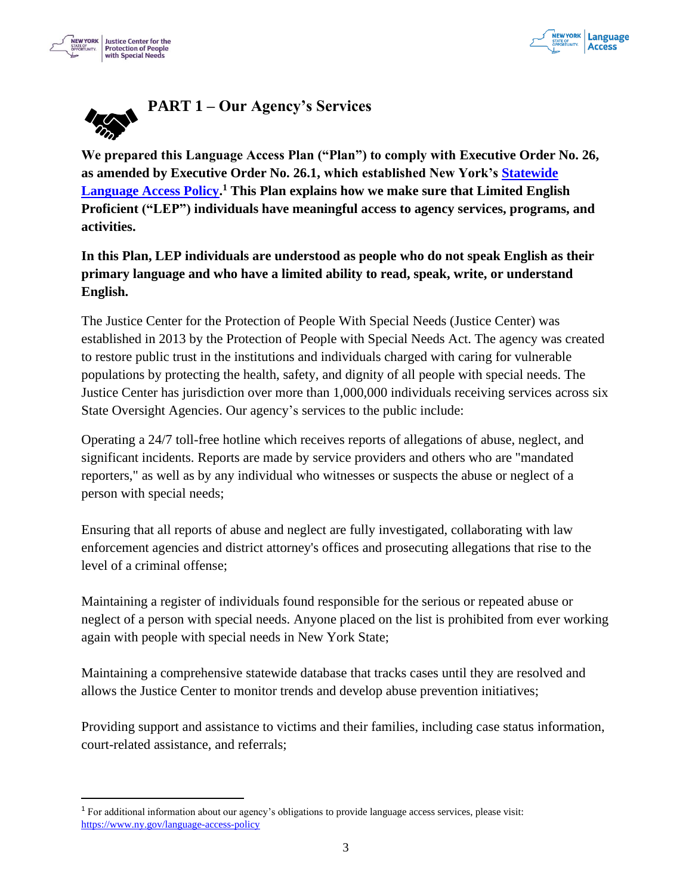# PART 1 – Our Agency's Services

**We prepared this Language Access Plan ("Plan") to comply with Executive Order No. 26, as amended by Executive Order No. 26.1, which established New York's Statewide Language Access Policy.[1] This Plan explains how we make sure that Limited English Proficient ("LEP") individuals have meaningful access to agency services, programs, and activities.**

**In this Plan, LEP individuals are understood as people who do not speak English as their primary language and who have a limited ability to read, speak, write, or understand English.**

The Justice Center for the Protection of People With Special Needs (Justice Center) was established in 2013 by the Protection of People with Special Needs Act. The agency was created to restore public trust in the institutions and individuals charged with caring for vulnerable populations by protecting the health, safety, and dignity of all people with special needs. The Justice Center has jurisdiction over more than 1,000,000 individuals receiving services across six State Oversight Agencies. Our agency's services to the public include:

Operating a 24/7 toll-free hotline which receives reports of allegations of abuse, neglect, and significant incidents. Reports are made by service providers and others who are "mandated reporters," as well as by any individual who witnesses or suspects the abuse or neglect of a person with special needs;

Ensuring that all reports of abuse and neglect are fully investigated, collaborating with law enforcement agencies and district attorney's offices and prosecuting allegations that rise to the level of a criminal offense;

Maintaining a register of individuals found responsible for the serious or repeated abuse or neglect of a person with special needs. Anyone placed on the list is prohibited from ever working again with people with special needs in New York State;

Maintaining a comprehensive statewide database that tracks cases until they are resolved and allows the Justice Center to monitor trends and develop abuse prevention initiatives;

Providing support and assistance to victims and their families, including case status information, court-related assistance, and referrals;

---

[1] For additional information about our agency's obligations to provide language access services, please visit: https://www.ny.gov/language-access-policy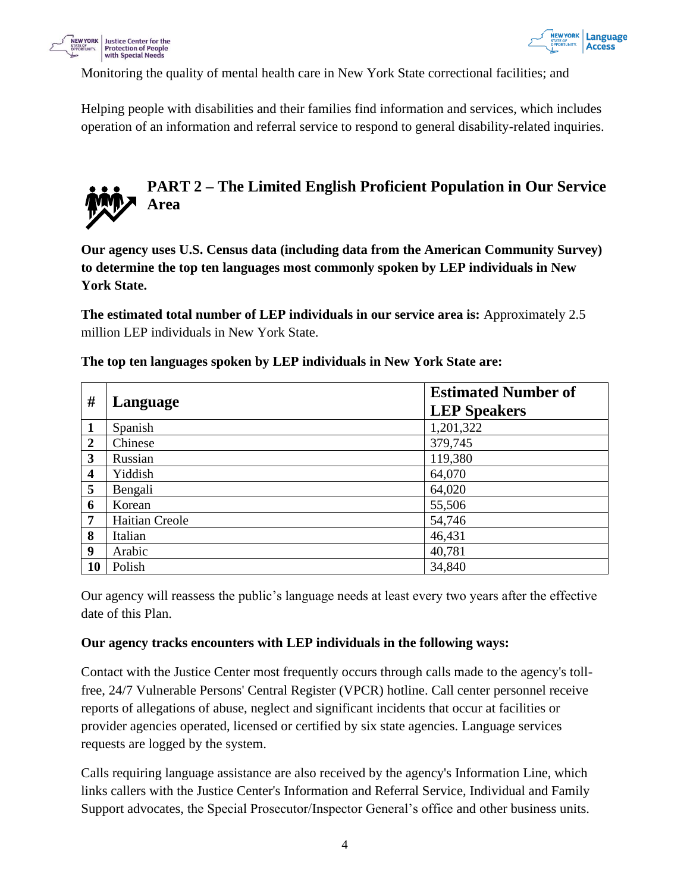Monitoring the quality of mental health care in New York State correctional facilities; and

Helping people with disabilities and their families find information and services, which includes operation of an information and referral service to respond to general disability-related inquiries.

## PART 2 – The Limited English Proficient Population in Our Service Area

**Our agency uses U.S. Census data (including data from the American Community Survey) to determine the top ten languages most commonly spoken by LEP individuals in New York State.**

**The estimated total number of LEP individuals in our service area is:** Approximately 2.5 million LEP individuals in New York State.

**The top ten languages spoken by LEP individuals in New York State are:**

| # | Language | Estimated Number of LEP Speakers |
|---|---|---|
| **1** | Spanish | 1,201,322 |
| **2** | Chinese | 379,745 |
| **3** | Russian | 119,380 |
| **4** | Yiddish | 64,070 |
| **5** | Bengali | 64,020 |
| **6** | Korean | 55,506 |
| **7** | Haitian Creole | 54,746 |
| **8** | Italian | 46,431 |
| **9** | Arabic | 40,781 |
| **10** | Polish | 34,840 |

Our agency will reassess the public's language needs at least every two years after the effective date of this Plan.

**Our agency tracks encounters with LEP individuals in the following ways:**

Contact with the Justice Center most frequently occurs through calls made to the agency's toll-free, 24/7 Vulnerable Persons' Central Register (VPCR) hotline. Call center personnel receive reports of allegations of abuse, neglect and significant incidents that occur at facilities or provider agencies operated, licensed or certified by six state agencies. Language services requests are logged by the system.

Calls requiring language assistance are also received by the agency's Information Line, which links callers with the Justice Center's Information and Referral Service, Individual and Family Support advocates, the Special Prosecutor/Inspector General's office and other business units.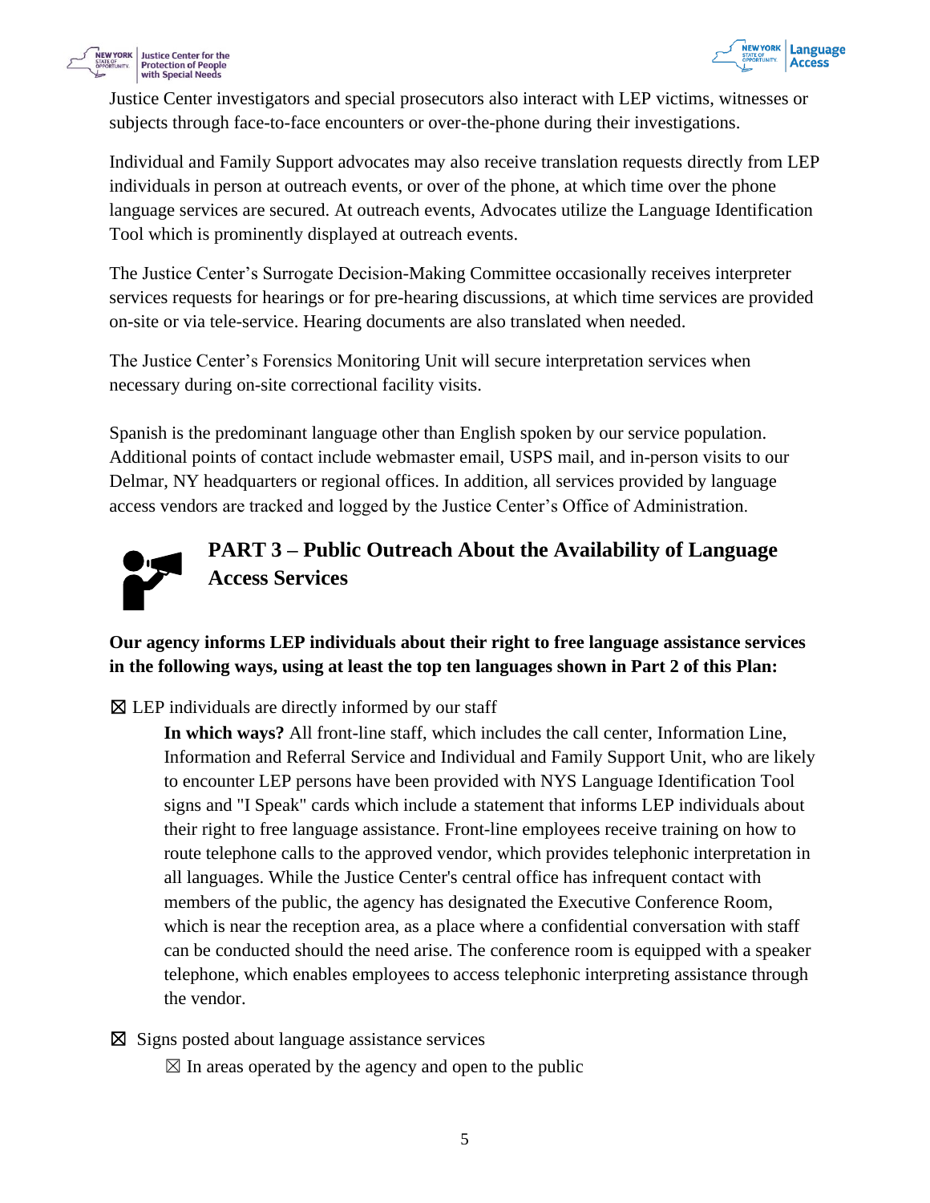Justice Center investigators and special prosecutors also interact with LEP victims, witnesses or subjects through face-to-face encounters or over-the-phone during their investigations.

Individual and Family Support advocates may also receive translation requests directly from LEP individuals in person at outreach events, or over of the phone, at which time over the phone language services are secured. At outreach events, Advocates utilize the Language Identification Tool which is prominently displayed at outreach events.

The Justice Center's Surrogate Decision-Making Committee occasionally receives interpreter services requests for hearings or for pre-hearing discussions, at which time services are provided on-site or via tele-service. Hearing documents are also translated when needed.

The Justice Center's Forensics Monitoring Unit will secure interpretation services when necessary during on-site correctional facility visits.

Spanish is the predominant language other than English spoken by our service population. Additional points of contact include webmaster email, USPS mail, and in-person visits to our Delmar, NY headquarters or regional offices. In addition, all services provided by language access vendors are tracked and logged by the Justice Center's Office of Administration.

## PART 3 – Public Outreach About the Availability of Language Access Services

**Our agency informs LEP individuals about their right to free language assistance services in the following ways, using at least the top ten languages shown in Part 2 of this Plan:**

☒ LEP individuals are directly informed by our staff

> **In which ways?** All front-line staff, which includes the call center, Information Line, Information and Referral Service and Individual and Family Support Unit, who are likely to encounter LEP persons have been provided with NYS Language Identification Tool signs and "I Speak" cards which include a statement that informs LEP individuals about their right to free language assistance. Front-line employees receive training on how to route telephone calls to the approved vendor, which provides telephonic interpretation in all languages. While the Justice Center's central office has infrequent contact with members of the public, the agency has designated the Executive Conference Room, which is near the reception area, as a place where a confidential conversation with staff can be conducted should the need arise. The conference room is equipped with a speaker telephone, which enables employees to access telephonic interpreting assistance through the vendor.

☒ Signs posted about language assistance services

> ☒ In areas operated by the agency and open to the public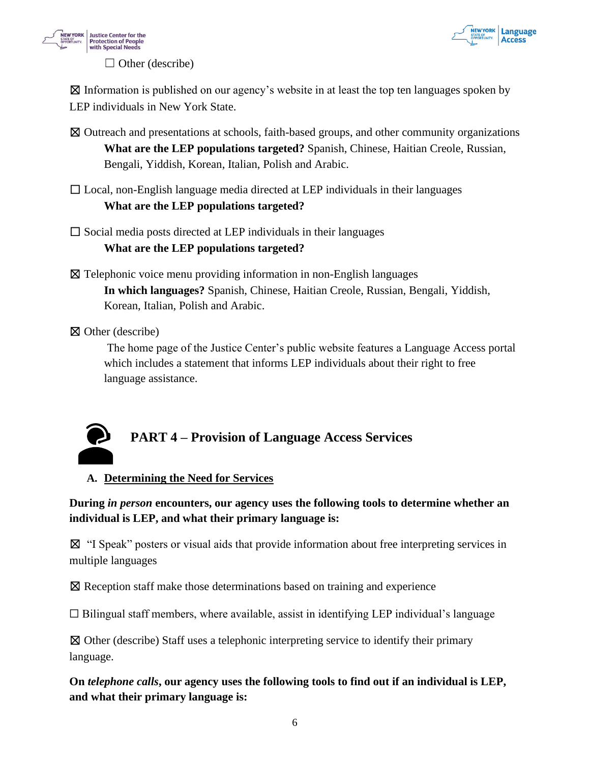☐ Other (describe)

☒ Information is published on our agency's website in at least the top ten languages spoken by LEP individuals in New York State.

☒ Outreach and presentations at schools, faith-based groups, and other community organizations
**What are the LEP populations targeted?** Spanish, Chinese, Haitian Creole, Russian, Bengali, Yiddish, Korean, Italian, Polish and Arabic.

☐ Local, non-English language media directed at LEP individuals in their languages
**What are the LEP populations targeted?**

☐ Social media posts directed at LEP individuals in their languages
**What are the LEP populations targeted?**

☒ Telephonic voice menu providing information in non-English languages
**In which languages?** Spanish, Chinese, Haitian Creole, Russian, Bengali, Yiddish, Korean, Italian, Polish and Arabic.

☒ Other (describe)
The home page of the Justice Center's public website features a Language Access portal which includes a statement that informs LEP individuals about their right to free language assistance.

## PART 4 – Provision of Language Access Services

### A. Determining the Need for Services

**During *in person* encounters, our agency uses the following tools to determine whether an individual is LEP, and what their primary language is:**

☒ "I Speak" posters or visual aids that provide information about free interpreting services in multiple languages

☒ Reception staff make those determinations based on training and experience

☐ Bilingual staff members, where available, assist in identifying LEP individual's language

☒ Other (describe) Staff uses a telephonic interpreting service to identify their primary language.

**On *telephone calls*, our agency uses the following tools to find out if an individual is LEP, and what their primary language is:**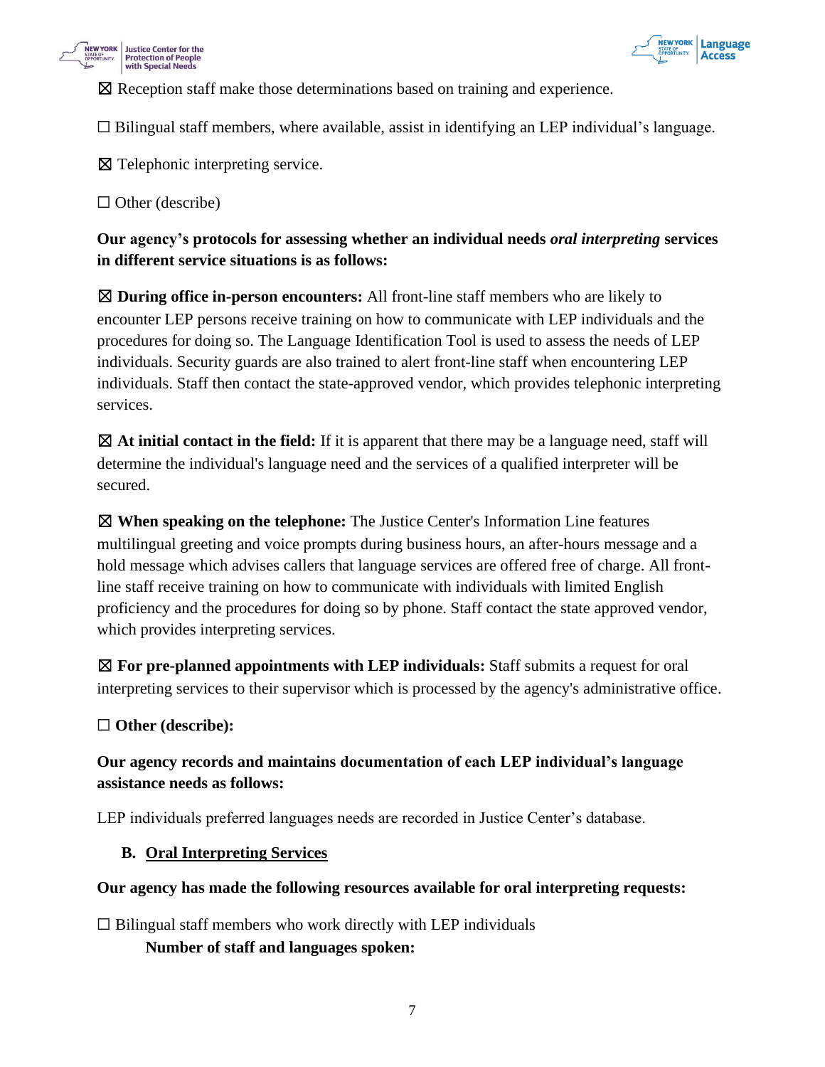☒ Reception staff make those determinations based on training and experience.

☐ Bilingual staff members, where available, assist in identifying an LEP individual's language.

☒ Telephonic interpreting service.

☐ Other (describe)

**Our agency's protocols for assessing whether an individual needs *oral interpreting* services in different service situations is as follows:**

☒ **During office in-person encounters:** All front-line staff members who are likely to encounter LEP persons receive training on how to communicate with LEP individuals and the procedures for doing so. The Language Identification Tool is used to assess the needs of LEP individuals. Security guards are also trained to alert front-line staff when encountering LEP individuals. Staff then contact the state-approved vendor, which provides telephonic interpreting services.

☒ **At initial contact in the field:** If it is apparent that there may be a language need, staff will determine the individual's language need and the services of a qualified interpreter will be secured.

☒ **When speaking on the telephone:** The Justice Center's Information Line features multilingual greeting and voice prompts during business hours, an after-hours message and a hold message which advises callers that language services are offered free of charge. All front-line staff receive training on how to communicate with individuals with limited English proficiency and the procedures for doing so by phone. Staff contact the state approved vendor, which provides interpreting services.

☒ **For pre-planned appointments with LEP individuals:** Staff submits a request for oral interpreting services to their supervisor which is processed by the agency's administrative office.

☐ **Other (describe):**

**Our agency records and maintains documentation of each LEP individual's language assistance needs as follows:**

LEP individuals preferred languages needs are recorded in Justice Center's database.

### B. Oral Interpreting Services

**Our agency has made the following resources available for oral interpreting requests:**

☐ Bilingual staff members who work directly with LEP individuals

**Number of staff and languages spoken:**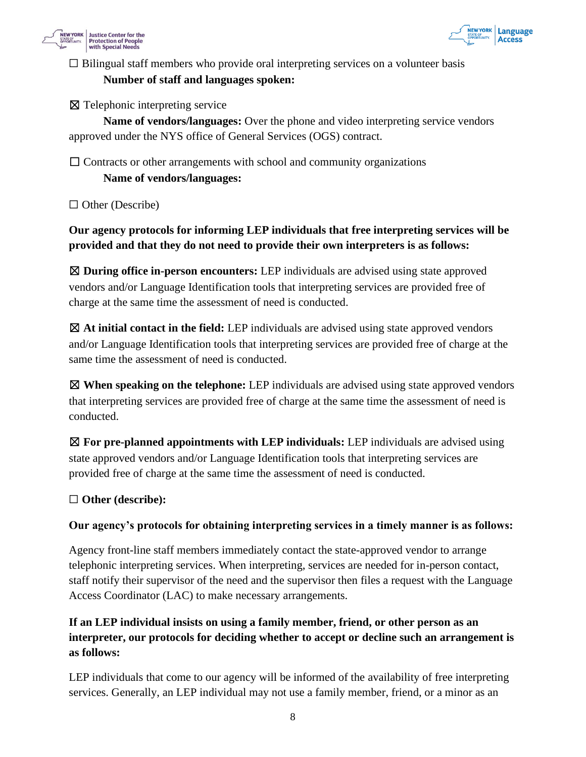☐ Bilingual staff members who provide oral interpreting services on a volunteer basis

**Number of staff and languages spoken:**

☒ Telephonic interpreting service

**Name of vendors/languages:** Over the phone and video interpreting service vendors approved under the NYS office of General Services (OGS) contract.

☐ Contracts or other arrangements with school and community organizations

**Name of vendors/languages:**

☐ Other (Describe)

**Our agency protocols for informing LEP individuals that free interpreting services will be provided and that they do not need to provide their own interpreters is as follows:**

☒ **During office in-person encounters:** LEP individuals are advised using state approved vendors and/or Language Identification tools that interpreting services are provided free of charge at the same time the assessment of need is conducted.

☒ **At initial contact in the field:** LEP individuals are advised using state approved vendors and/or Language Identification tools that interpreting services are provided free of charge at the same time the assessment of need is conducted.

☒ **When speaking on the telephone:** LEP individuals are advised using state approved vendors that interpreting services are provided free of charge at the same time the assessment of need is conducted.

☒ **For pre-planned appointments with LEP individuals:** LEP individuals are advised using state approved vendors and/or Language Identification tools that interpreting services are provided free of charge at the same time the assessment of need is conducted.

☐ **Other (describe):**

**Our agency's protocols for obtaining interpreting services in a timely manner is as follows:**

Agency front-line staff members immediately contact the state-approved vendor to arrange telephonic interpreting services. When interpreting, services are needed for in-person contact, staff notify their supervisor of the need and the supervisor then files a request with the Language Access Coordinator (LAC) to make necessary arrangements.

**If an LEP individual insists on using a family member, friend, or other person as an interpreter, our protocols for deciding whether to accept or decline such an arrangement is as follows:**

LEP individuals that come to our agency will be informed of the availability of free interpreting services. Generally, an LEP individual may not use a family member, friend, or a minor as an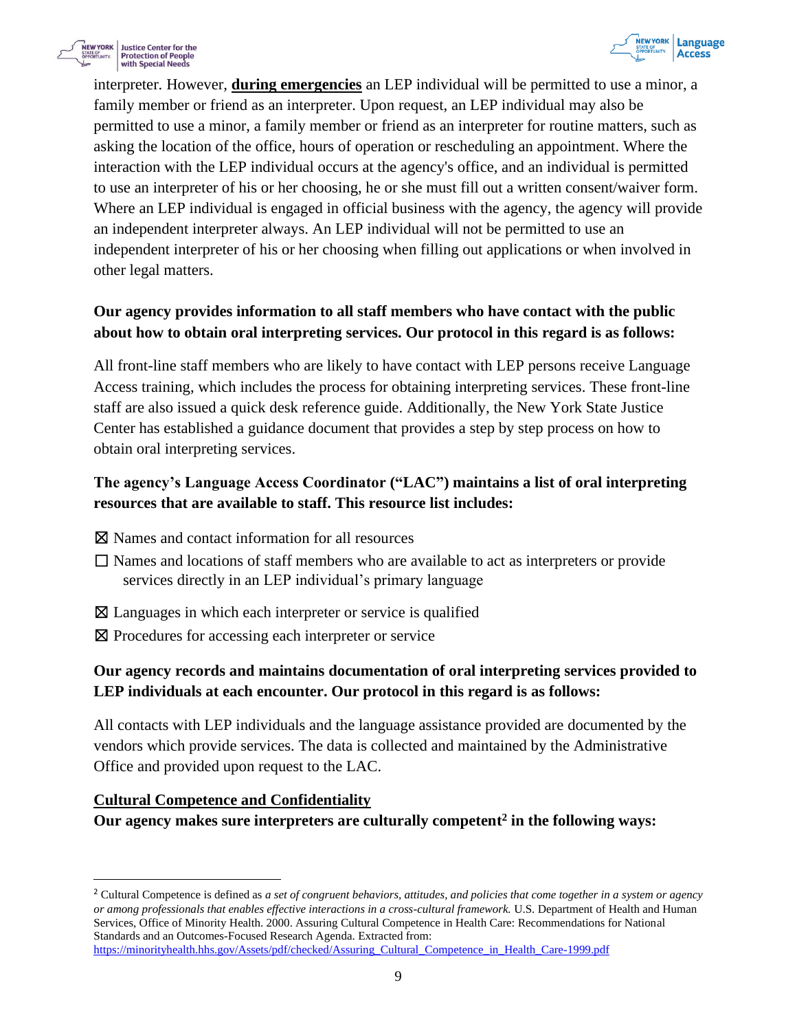interpreter. However, **<u>during emergencies</u>** an LEP individual will be permitted to use a minor, a family member or friend as an interpreter. Upon request, an LEP individual may also be permitted to use a minor, a family member or friend as an interpreter for routine matters, such as asking the location of the office, hours of operation or rescheduling an appointment. Where the interaction with the LEP individual occurs at the agency's office, and an individual is permitted to use an interpreter of his or her choosing, he or she must fill out a written consent/waiver form. Where an LEP individual is engaged in official business with the agency, the agency will provide an independent interpreter always. An LEP individual will not be permitted to use an independent interpreter of his or her choosing when filling out applications or when involved in other legal matters.

**Our agency provides information to all staff members who have contact with the public about how to obtain oral interpreting services. Our protocol in this regard is as follows:**

All front-line staff members who are likely to have contact with LEP persons receive Language Access training, which includes the process for obtaining interpreting services. These front-line staff are also issued a quick desk reference guide. Additionally, the New York State Justice Center has established a guidance document that provides a step by step process on how to obtain oral interpreting services.

**The agency's Language Access Coordinator ("LAC") maintains a list of oral interpreting resources that are available to staff. This resource list includes:**

☒ Names and contact information for all resources

☐ Names and locations of staff members who are available to act as interpreters or provide services directly in an LEP individual's primary language

☒ Languages in which each interpreter or service is qualified

☒ Procedures for accessing each interpreter or service

**Our agency records and maintains documentation of oral interpreting services provided to LEP individuals at each encounter. Our protocol in this regard is as follows:**

All contacts with LEP individuals and the language assistance provided are documented by the vendors which provide services. The data is collected and maintained by the Administrative Office and provided upon request to the LAC.

**<u>Cultural Competence and Confidentiality</u>**

**Our agency makes sure interpreters are culturally competent[2] in the following ways:**

---

[2] Cultural Competence is defined as *a set of congruent behaviors, attitudes, and policies that come together in a system or agency or among professionals that enables effective interactions in a cross-cultural framework.* U.S. Department of Health and Human Services, Office of Minority Health. 2000. Assuring Cultural Competence in Health Care: Recommendations for National Standards and an Outcomes-Focused Research Agenda. Extracted from: https://minorityhealth.hhs.gov/Assets/pdf/checked/Assuring_Cultural_Competence_in_Health_Care-1999.pdf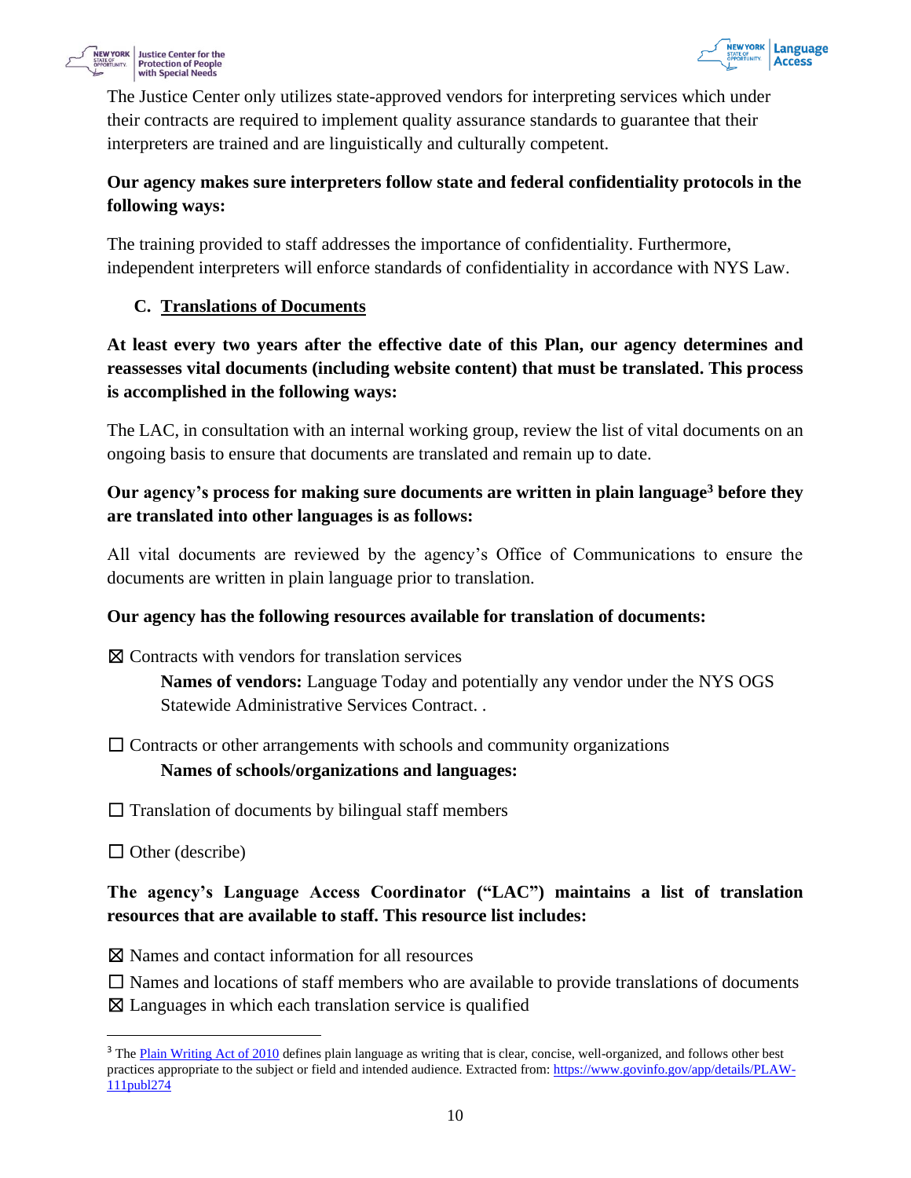The Justice Center only utilizes state-approved vendors for interpreting services which under their contracts are required to implement quality assurance standards to guarantee that their interpreters are trained and are linguistically and culturally competent.

**Our agency makes sure interpreters follow state and federal confidentiality protocols in the following ways:**

The training provided to staff addresses the importance of confidentiality. Furthermore, independent interpreters will enforce standards of confidentiality in accordance with NYS Law.

### C. Translations of Documents

**At least every two years after the effective date of this Plan, our agency determines and reassesses vital documents (including website content) that must be translated. This process is accomplished in the following ways:**

The LAC, in consultation with an internal working group, review the list of vital documents on an ongoing basis to ensure that documents are translated and remain up to date.

**Our agency's process for making sure documents are written in plain language[3] before they are translated into other languages is as follows:**

All vital documents are reviewed by the agency's Office of Communications to ensure the documents are written in plain language prior to translation.

**Our agency has the following resources available for translation of documents:**

☒ Contracts with vendors for translation services

**Names of vendors:** Language Today and potentially any vendor under the NYS OGS Statewide Administrative Services Contract. .

☐ Contracts or other arrangements with schools and community organizations

**Names of schools/organizations and languages:**

☐ Translation of documents by bilingual staff members

☐ Other (describe)

**The agency's Language Access Coordinator ("LAC") maintains a list of translation resources that are available to staff. This resource list includes:**

☒ Names and contact information for all resources

☐ Names and locations of staff members who are available to provide translations of documents

☒ Languages in which each translation service is qualified

---

[3] The Plain Writing Act of 2010 defines plain language as writing that is clear, concise, well-organized, and follows other best practices appropriate to the subject or field and intended audience. Extracted from: https://www.govinfo.gov/app/details/PLAW-111publ274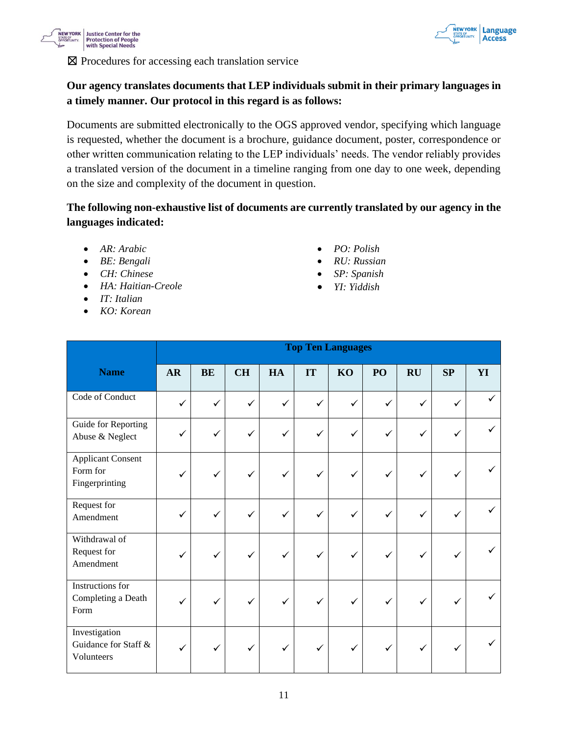☒ Procedures for accessing each translation service

**Our agency translates documents that LEP individuals submit in their primary languages in a timely manner. Our protocol in this regard is as follows:**

Documents are submitted electronically to the OGS approved vendor, specifying which language is requested, whether the document is a brochure, guidance document, poster, correspondence or other written communication relating to the LEP individuals' needs. The vendor reliably provides a translated version of the document in a timeline ranging from one day to one week, depending on the size and complexity of the document in question.

**The following non-exhaustive list of documents are currently translated by our agency in the languages indicated:**

- *AR: Arabic*
- *BE: Bengali*
- *CH: Chinese*
- *HA: Haitian-Creole*
- *IT: Italian*
- *KO: Korean*
- *PO: Polish*
- *RU: Russian*
- *SP: Spanish*
- *YI: Yiddish*

| Name | Top Ten Languages | | | | | | | | | |
|---|---|---|---|---|---|---|---|---|---|---|
| | AR | BE | CH | HA | IT | KO | PO | RU | SP | YI |
| Code of Conduct | ✓ | ✓ | ✓ | ✓ | ✓ | ✓ | ✓ | ✓ | ✓ | ✓ |
| Guide for Reporting Abuse & Neglect | ✓ | ✓ | ✓ | ✓ | ✓ | ✓ | ✓ | ✓ | ✓ | ✓ |
| Applicant Consent Form for Fingerprinting | ✓ | ✓ | ✓ | ✓ | ✓ | ✓ | ✓ | ✓ | ✓ | ✓ |
| Request for Amendment | ✓ | ✓ | ✓ | ✓ | ✓ | ✓ | ✓ | ✓ | ✓ | ✓ |
| Withdrawal of Request for Amendment | ✓ | ✓ | ✓ | ✓ | ✓ | ✓ | ✓ | ✓ | ✓ | ✓ |
| Instructions for Completing a Death Form | ✓ | ✓ | ✓ | ✓ | ✓ | ✓ | ✓ | ✓ | ✓ | ✓ |
| Investigation Guidance for Staff & Volunteers | ✓ | ✓ | ✓ | ✓ | ✓ | ✓ | ✓ | ✓ | ✓ | ✓ |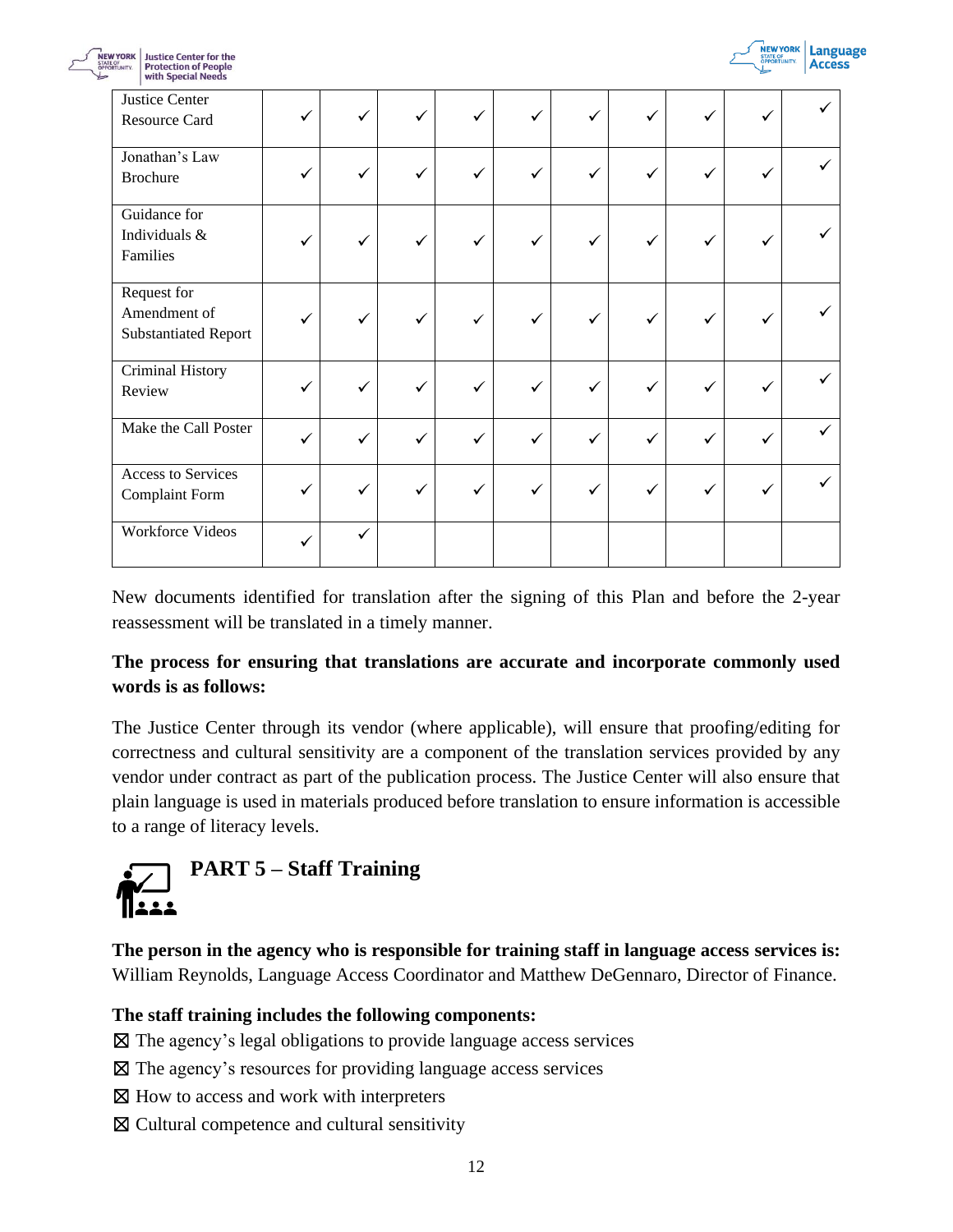| | | | | | | | | | | |
|---|---|---|---|---|---|---|---|---|---|---|
| Justice Center Resource Card | ✓ | ✓ | ✓ | ✓ | ✓ | ✓ | ✓ | ✓ | ✓ | ✓ |
| Jonathan's Law Brochure | ✓ | ✓ | ✓ | ✓ | ✓ | ✓ | ✓ | ✓ | ✓ | ✓ |
| Guidance for Individuals & Families | ✓ | ✓ | ✓ | ✓ | ✓ | ✓ | ✓ | ✓ | ✓ | ✓ |
| Request for Amendment of Substantiated Report | ✓ | ✓ | ✓ | ✓ | ✓ | ✓ | ✓ | ✓ | ✓ | ✓ |
| Criminal History Review | ✓ | ✓ | ✓ | ✓ | ✓ | ✓ | ✓ | ✓ | ✓ | ✓ |
| Make the Call Poster | ✓ | ✓ | ✓ | ✓ | ✓ | ✓ | ✓ | ✓ | ✓ | ✓ |
| Access to Services Complaint Form | ✓ | ✓ | ✓ | ✓ | ✓ | ✓ | ✓ | ✓ | ✓ | ✓ |
| Workforce Videos | ✓ | ✓ | | | | | | | | |

New documents identified for translation after the signing of this Plan and before the 2-year reassessment will be translated in a timely manner.

**The process for ensuring that translations are accurate and incorporate commonly used words is as follows:**

The Justice Center through its vendor (where applicable), will ensure that proofing/editing for correctness and cultural sensitivity are a component of the translation services provided by any vendor under contract as part of the publication process. The Justice Center will also ensure that plain language is used in materials produced before translation to ensure information is accessible to a range of literacy levels.

## PART 5 – Staff Training

**The person in the agency who is responsible for training staff in language access services is:** William Reynolds, Language Access Coordinator and Matthew DeGennaro, Director of Finance.

**The staff training includes the following components:**

☒ The agency's legal obligations to provide language access services

☒ The agency's resources for providing language access services

☒ How to access and work with interpreters

☒ Cultural competence and cultural sensitivity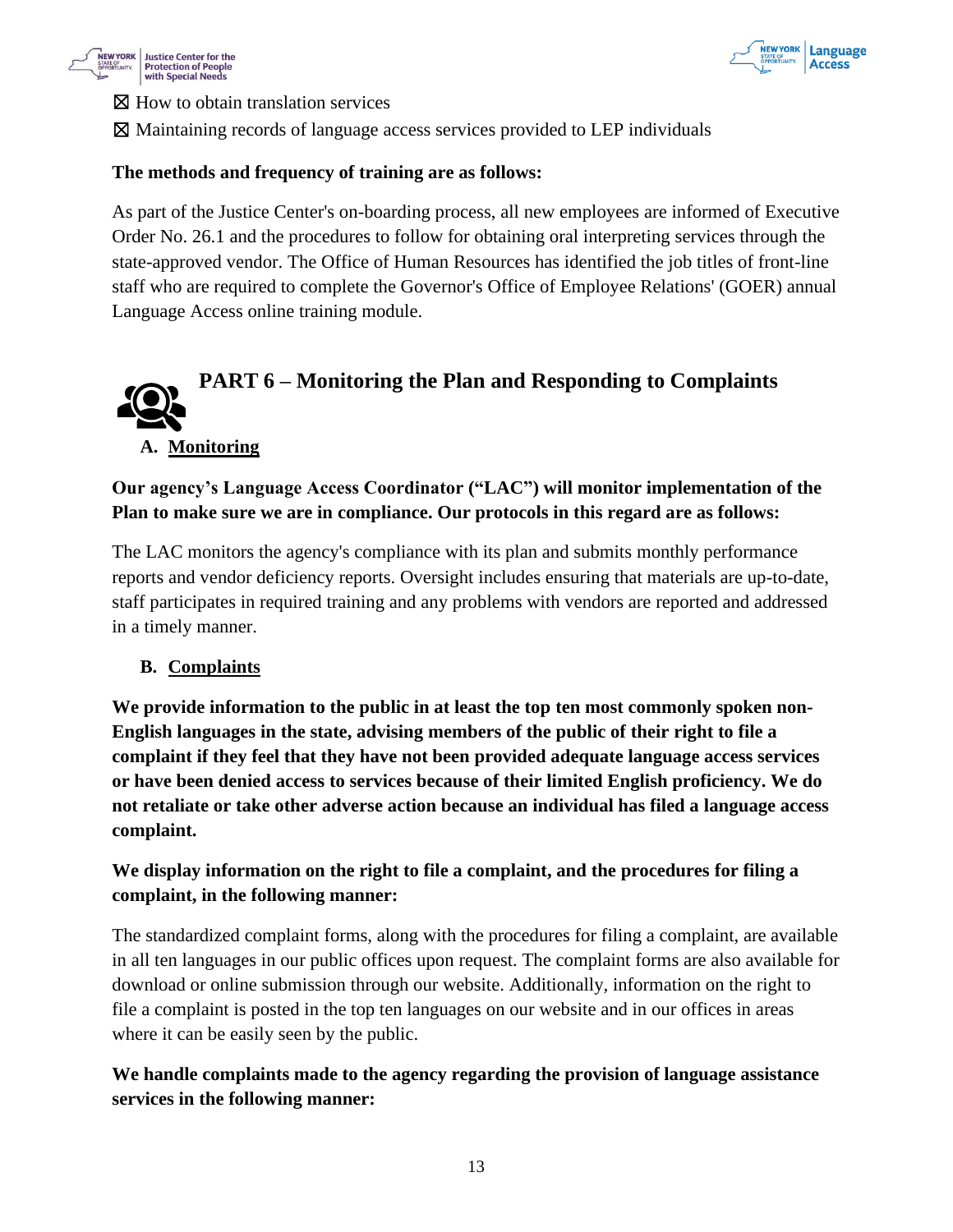☒ How to obtain translation services

☒ Maintaining records of language access services provided to LEP individuals

**The methods and frequency of training are as follows:**

As part of the Justice Center's on-boarding process, all new employees are informed of Executive Order No. 26.1 and the procedures to follow for obtaining oral interpreting services through the state-approved vendor. The Office of Human Resources has identified the job titles of front-line staff who are required to complete the Governor's Office of Employee Relations' (GOER) annual Language Access online training module.

## PART 6 – Monitoring the Plan and Responding to Complaints

### A. Monitoring

**Our agency's Language Access Coordinator ("LAC") will monitor implementation of the Plan to make sure we are in compliance. Our protocols in this regard are as follows:**

The LAC monitors the agency's compliance with its plan and submits monthly performance reports and vendor deficiency reports. Oversight includes ensuring that materials are up-to-date, staff participates in required training and any problems with vendors are reported and addressed in a timely manner.

### B. Complaints

**We provide information to the public in at least the top ten most commonly spoken non-English languages in the state, advising members of the public of their right to file a complaint if they feel that they have not been provided adequate language access services or have been denied access to services because of their limited English proficiency. We do not retaliate or take other adverse action because an individual has filed a language access complaint.**

**We display information on the right to file a complaint, and the procedures for filing a complaint, in the following manner:**

The standardized complaint forms, along with the procedures for filing a complaint, are available in all ten languages in our public offices upon request. The complaint forms are also available for download or online submission through our website. Additionally, information on the right to file a complaint is posted in the top ten languages on our website and in our offices in areas where it can be easily seen by the public.

**We handle complaints made to the agency regarding the provision of language assistance services in the following manner:**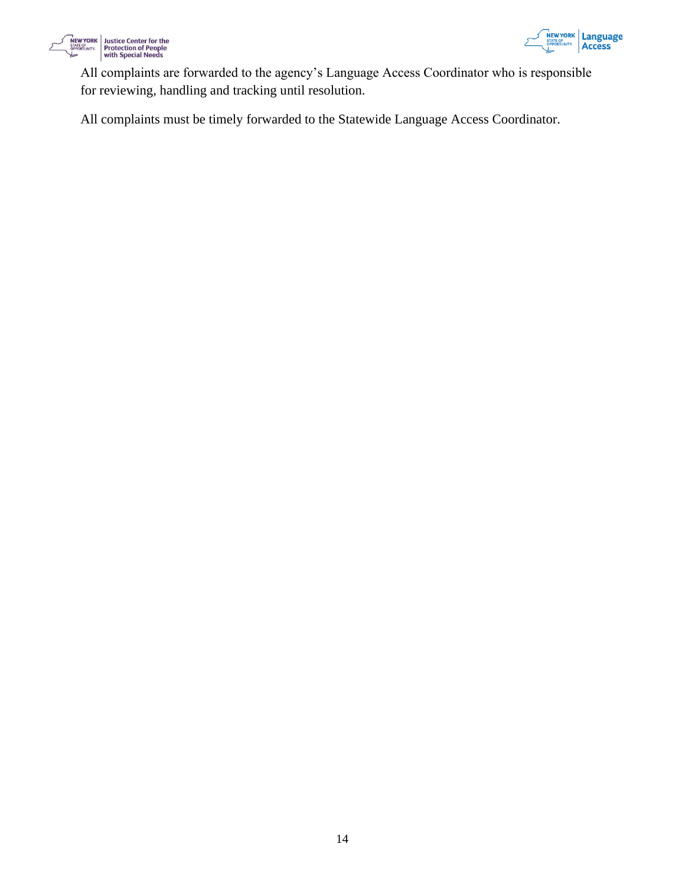All complaints are forwarded to the agency's Language Access Coordinator who is responsible for reviewing, handling and tracking until resolution.

All complaints must be timely forwarded to the Statewide Language Access Coordinator.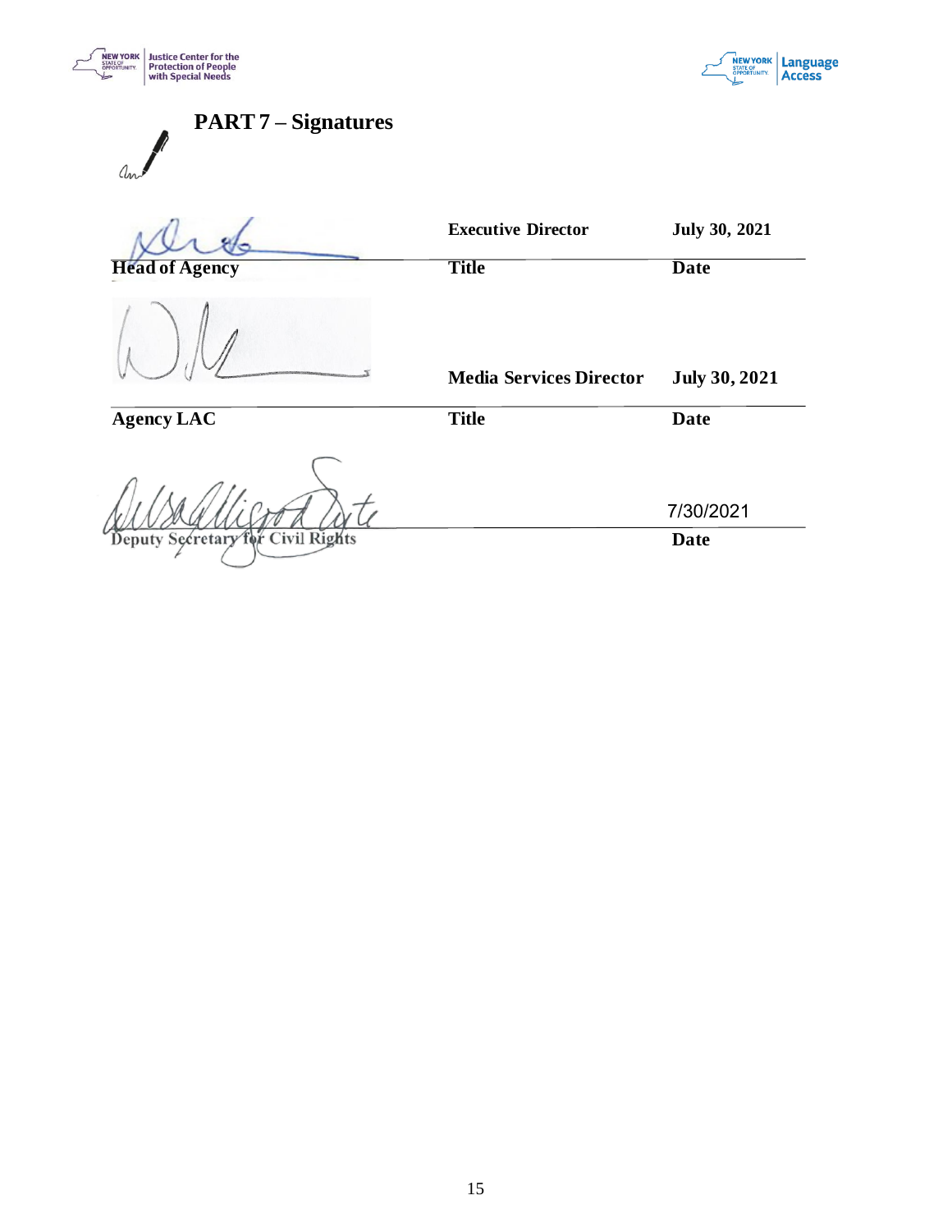## PART 7 – Signatures

| | | |
|---|---|---|
| | Executive Director | July 30, 2021 |
| **Head of Agency** | **Title** | **Date** |
| | Media Services Director | July 30, 2021 |
| **Agency LAC** | **Title** | **Date** |
| | | 7/30/2021 |
| Deputy Secretary for Civil Rights | | **Date** |